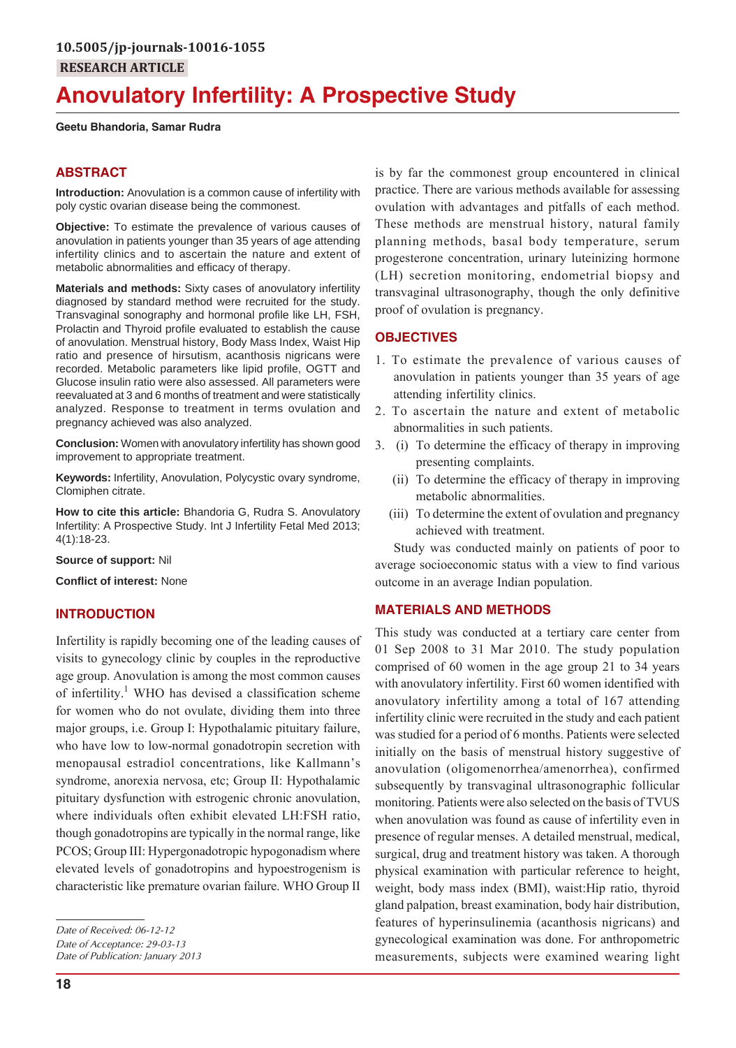10.5005/jp-journals-10016-1055

RESEARCH ARTICLE

# Anovulatory Infertility: A Prospective Study

**Geetu Bhandoria, Samar Rudra**

## ABSTRACT

**Introduction:** Anovulation is a common cause of infertility with poly cystic ovarian disease being the commonest.

**Objective:** To estimate the prevalence of various causes of anovulation in patients younger than 35 years of age attending infertility clinics and to ascertain the nature and extent of metabolic abnormalities and efficacy of therapy.

**Materials and methods:** Sixty cases of anovulatory infertility diagnosed by standard method were recruited for the study. Transvaginal sonography and hormonal profile like LH, FSH, Prolactin and Thyroid profile evaluated to establish the cause of anovulation. Menstrual history, Body Mass Index, Waist Hip ratio and presence of hirsutism, acanthosis nigricans were recorded. Metabolic parameters like lipid profile, OGTT and Glucose insulin ratio were also assessed. All parameters were reevaluated at 3 and 6 months of treatment and were statistically analyzed. Response to treatment in terms ovulation and pregnancy achieved was also analyzed.

**Conclusion:** Women with anovulatory infertility has shown good improvement to appropriate treatment.

**Keywords:** Infertility, Anovulation, Polycystic ovary syndrome, Clomiphen citrate.

**How to cite this article:** Bhandoria G, Rudra S. Anovulatory Infertility: A Prospective Study. Int J Infertility Fetal Med 2013; 4(1):18-23.

**Source of support:** Nil

**Conflict of interest:** None

## INTRODUCTION

Infertility is rapidly becoming one of the leading causes of visits to gynecology clinic by couples in the reproductive age group. Anovulation is among the most common causes of infertility.[1] WHO has devised a classification scheme for women who do not ovulate, dividing them into three major groups, i.e. Group I: Hypothalamic pituitary failure, who have low to low-normal gonadotropin secretion with menopausal estradiol concentrations, like Kallmann's syndrome, anorexia nervosa, etc; Group II: Hypothalamic pituitary dysfunction with estrogenic chronic anovulation, where individuals often exhibit elevated LH:FSH ratio, though gonadotropins are typically in the normal range, like PCOS; Group III: Hypergonadotropic hypogonadism where elevated levels of gonadotropins and hypoestrogenism is characteristic like premature ovarian failure. WHO Group II is by far the commonest group encountered in clinical practice. There are various methods available for assessing ovulation with advantages and pitfalls of each method. These methods are menstrual history, natural family planning methods, basal body temperature, serum progesterone concentration, urinary luteinizing hormone (LH) secretion monitoring, endometrial biopsy and transvaginal ultrasonography, though the only definitive proof of ovulation is pregnancy.

*Date of Received: 06-12-12*
*Date of Acceptance: 29-03-13*
*Date of Publication: January 2013*

## OBJECTIVES

1. To estimate the prevalence of various causes of anovulation in patients younger than 35 years of age attending infertility clinics.
2. To ascertain the nature and extent of metabolic abnormalities in such patients.
3. (i) To determine the efficacy of therapy in improving presenting complaints.
   (ii) To determine the efficacy of therapy in improving metabolic abnormalities.
   (iii) To determine the extent of ovulation and pregnancy achieved with treatment.

Study was conducted mainly on patients of poor to average socioeconomic status with a view to find various outcome in an average Indian population.

## MATERIALS AND METHODS

This study was conducted at a tertiary care center from 01 Sep 2008 to 31 Mar 2010. The study population comprised of 60 women in the age group 21 to 34 years with anovulatory infertility. First 60 women identified with anovulatory infertility among a total of 167 attending infertility clinic were recruited in the study and each patient was studied for a period of 6 months. Patients were selected initially on the basis of menstrual history suggestive of anovulation (oligomenorrhea/amenorrhea), confirmed subsequently by transvaginal ultrasonographic follicular monitoring. Patients were also selected on the basis of TVUS when anovulation was found as cause of infertility even in presence of regular menses. A detailed menstrual, medical, surgical, drug and treatment history was taken. A thorough physical examination with particular reference to height, weight, body mass index (BMI), waist:Hip ratio, thyroid gland palpation, breast examination, body hair distribution, features of hyperinsulinemia (acanthosis nigricans) and gynecological examination was done. For anthropometric measurements, subjects were examined wearing light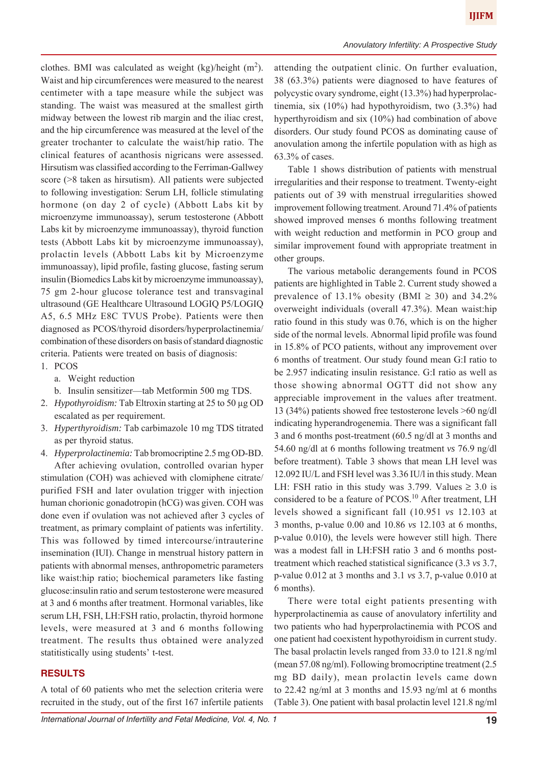clothes. BMI was calculated as weight (kg)/height ($m^2$). Waist and hip circumferences were measured to the nearest centimeter with a tape measure while the subject was standing. The waist was measured at the smallest girth midway between the lowest rib margin and the iliac crest, and the hip circumference was measured at the level of the greater trochanter to calculate the waist/hip ratio. The clinical features of acanthosis nigricans were assessed. Hirsutism was classified according to the Ferriman-Gallwey score (>8 taken as hirsutism). All patients were subjected to following investigation: Serum LH, follicle stimulating hormone (on day 2 of cycle) (Abbott Labs kit by microenzyme immunoassay), serum testosterone (Abbott Labs kit by microenzyme immunoassay), thyroid function tests (Abbott Labs kit by microenzyme immunoassay), prolactin levels (Abbott Labs kit by Microenzyme immunoassay), lipid profile, fasting glucose, fasting serum insulin (Biomedics Labs kit by microenzyme immunoassay), 75 gm 2-hour glucose tolerance test and transvaginal ultrasound (GE Healthcare Ultrasound LOGIQ P5/LOGIQ A5, 6.5 MHz E8C TVUS Probe). Patients were then diagnosed as PCOS/thyroid disorders/hyperprolactinemia/ combination of these disorders on basis of standard diagnostic criteria. Patients were treated on basis of diagnosis:

1. PCOS
   a. Weight reduction
   b. Insulin sensitizer—tab Metformin 500 mg TDS.
2. *Hypothyroidism:* Tab Eltroxin starting at 25 to 50 µg OD escalated as per requirement.
3. *Hyperthyroidism:* Tab carbimazole 10 mg TDS titrated as per thyroid status.
4. *Hyperprolactinemia:* Tab bromocriptine 2.5 mg OD-BD.

After achieving ovulation, controlled ovarian hyper stimulation (COH) was achieved with clomiphene citrate/ purified FSH and later ovulation trigger with injection human chorionic gonadotropin (hCG) was given. COH was done even if ovulation was not achieved after 3 cycles of treatment, as primary complaint of patients was infertility. This was followed by timed intercourse/intrauterine insemination (IUI). Change in menstrual history pattern in patients with abnormal menses, anthropometric parameters like waist:hip ratio; biochemical parameters like fasting glucose:insulin ratio and serum testosterone were measured at 3 and 6 months after treatment. Hormonal variables, like serum LH, FSH, LH:FSH ratio, prolactin, thyroid hormone levels, were measured at 3 and 6 months following treatment. The results thus obtained were analyzed statitistically using students' t-test.

## RESULTS

A total of 60 patients who met the selection criteria were recruited in the study, out of the first 167 infertile patients attending the outpatient clinic. On further evaluation, 38 (63.3%) patients were diagnosed to have features of polycystic ovary syndrome, eight (13.3%) had hyperprolactinemia, six (10%) had hypothyroidism, two (3.3%) had hyperthyroidism and six (10%) had combination of above disorders. Our study found PCOS as dominating cause of anovulation among the infertile population with as high as 63.3% of cases.

Table 1 shows distribution of patients with menstrual irregularities and their response to treatment. Twenty-eight patients out of 39 with menstrual irregularities showed improvement following treatment. Around 71.4% of patients showed improved menses 6 months following treatment with weight reduction and metformin in PCO group and similar improvement found with appropriate treatment in other groups.

The various metabolic derangements found in PCOS patients are highlighted in Table 2. Current study showed a prevalence of 13.1% obesity (BMI ≥ 30) and 34.2% overweight individuals (overall 47.3%). Mean waist:hip ratio found in this study was 0.76, which is on the higher side of the normal levels. Abnormal lipid profile was found in 15.8% of PCO patients, without any improvement over 6 months of treatment. Our study found mean G:I ratio to be 2.957 indicating insulin resistance. G:I ratio as well as those showing abnormal OGTT did not show any appreciable improvement in the values after treatment. 13 (34%) patients showed free testosterone levels >60 ng/dl indicating hyperandrogenemia. There was a significant fall 3 and 6 months post-treatment (60.5 ng/dl at 3 months and 54.60 ng/dl at 6 months following treatment *vs* 76.9 ng/dl before treatment). Table 3 shows that mean LH level was 12.092 IU/L and FSH level was 3.36 IU/l in this study. Mean LH: FSH ratio in this study was 3.799. Values ≥ 3.0 is considered to be a feature of PCOS.[10] After treatment, LH levels showed a significant fall (10.951 *vs* 12.103 at 3 months, p-value 0.00 and 10.86 *vs* 12.103 at 6 months, p-value 0.010), the levels were however still high. There was a modest fall in LH:FSH ratio 3 and 6 months post-treatment which reached statistical significance (3.3 *vs* 3.7, p-value 0.012 at 3 months and 3.1 *vs* 3.7, p-value 0.010 at 6 months).

There were total eight patients presenting with hyperprolactinemia as cause of anovulatory infertility and two patients who had hyperprolactinemia with PCOS and one patient had coexistent hypothyroidism in current study. The basal prolactin levels ranged from 33.0 to 121.8 ng/ml (mean 57.08 ng/ml). Following bromocriptine treatment (2.5 mg BD daily), mean prolactin levels came down to 22.42 ng/ml at 3 months and 15.93 ng/ml at 6 months (Table 3). One patient with basal prolactin level 121.8 ng/ml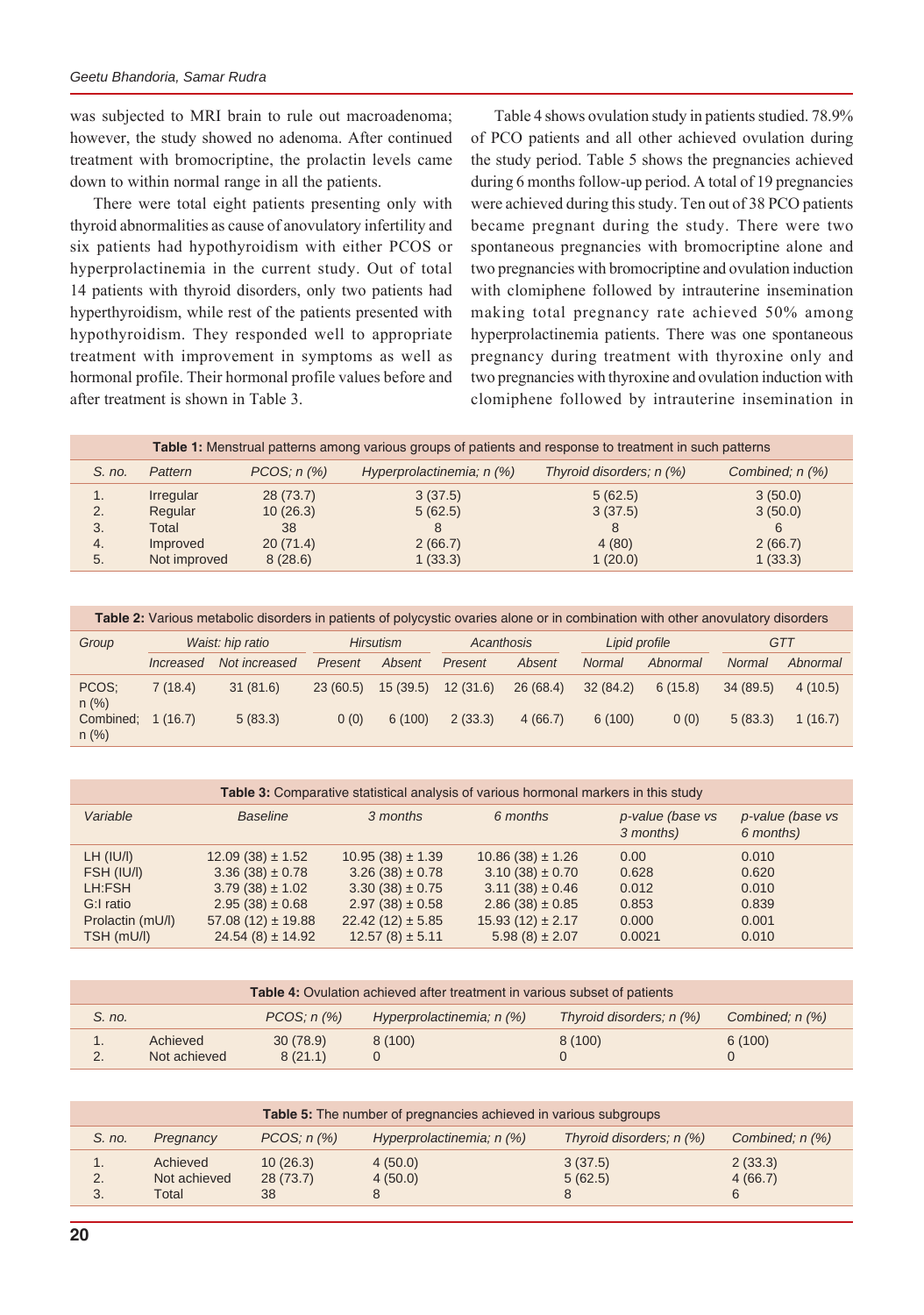was subjected to MRI brain to rule out macroadenoma; however, the study showed no adenoma. After continued treatment with bromocriptine, the prolactin levels came down to within normal range in all the patients.

There were total eight patients presenting only with thyroid abnormalities as cause of anovulatory infertility and six patients had hypothyroidism with either PCOS or hyperprolactinemia in the current study. Out of total 14 patients with thyroid disorders, only two patients had hyperthyroidism, while rest of the patients presented with hypothyroidism. They responded well to appropriate treatment with improvement in symptoms as well as hormonal profile. Their hormonal profile values before and after treatment is shown in Table 3.

Table 4 shows ovulation study in patients studied. 78.9% of PCO patients and all other achieved ovulation during the study period. Table 5 shows the pregnancies achieved during 6 months follow-up period. A total of 19 pregnancies were achieved during this study. Ten out of 38 PCO patients became pregnant during the study. There were two spontaneous pregnancies with bromocriptine alone and two pregnancies with bromocriptine and ovulation induction with clomiphene followed by intrauterine insemination making total pregnancy rate achieved 50% among hyperprolactinemia patients. There was one spontaneous pregnancy during treatment with thyroxine only and two pregnancies with thyroxine and ovulation induction with clomiphene followed by intrauterine insemination in

**Table 1:** Menstrual patterns among various groups of patients and response to treatment in such patterns

| *S. no.* | *Pattern* | *PCOS; n (%)* | *Hyperprolactinemia; n (%)* | *Thyroid disorders; n (%)* | *Combined; n (%)* |
|---|---|---|---|---|---|
| 1. | Irregular | 28 (73.7) | 3 (37.5) | 5 (62.5) | 3 (50.0) |
| 2. | Regular | 10 (26.3) | 5 (62.5) | 3 (37.5) | 3 (50.0) |
| 3. | Total | 38 | 8 | 8 | 6 |
| 4. | Improved | 20 (71.4) | 2 (66.7) | 4 (80) | 2 (66.7) |
| 5. | Not improved | 8 (28.6) | 1 (33.3) | 1 (20.0) | 1 (33.3) |

**Table 2:** Various metabolic disorders in patients of polycystic ovaries alone or in combination with other anovulatory disorders

| *Group* | *Waist: hip ratio* | | *Hirsutism* | | *Acanthosis* | | *Lipid profile* | | *GTT* | |
|---|---|---|---|---|---|---|---|---|---|---|
| | *Increased* | *Not increased* | *Present* | *Absent* | *Present* | *Absent* | *Normal* | *Abnormal* | *Normal* | *Abnormal* |
| PCOS; n (%) | 7 (18.4) | 31 (81.6) | 23 (60.5) | 15 (39.5) | 12 (31.6) | 26 (68.4) | 32 (84.2) | 6 (15.8) | 34 (89.5) | 4 (10.5) |
| Combined; n (%) | 1 (16.7) | 5 (83.3) | 0 (0) | 6 (100) | 2 (33.3) | 4 (66.7) | 6 (100) | 0 (0) | 5 (83.3) | 1 (16.7) |

**Table 3:** Comparative statistical analysis of various hormonal markers in this study

| *Variable* | *Baseline* | *3 months* | *6 months* | *p-value (base vs 3 months)* | *p-value (base vs 6 months)* |
|---|---|---|---|---|---|
| LH (IU/l) | 12.09 (38) ± 1.52 | 10.95 (38) ± 1.39 | 10.86 (38) ± 1.26 | 0.00 | 0.010 |
| FSH (IU/l) | 3.36 (38) ± 0.78 | 3.26 (38) ± 0.78 | 3.10 (38) ± 0.70 | 0.628 | 0.620 |
| LH:FSH | 3.79 (38) ± 1.02 | 3.30 (38) ± 0.75 | 3.11 (38) ± 0.46 | 0.012 | 0.010 |
| G:I ratio | 2.95 (38) ± 0.68 | 2.97 (38) ± 0.58 | 2.86 (38) ± 0.85 | 0.853 | 0.839 |
| Prolactin (mU/l) | 57.08 (12) ± 19.88 | 22.42 (12) ± 5.85 | 15.93 (12) ± 2.17 | 0.000 | 0.001 |
| TSH (mU/l) | 24.54 (8) ± 14.92 | 12.57 (8) ± 5.11 | 5.98 (8) ± 2.07 | 0.0021 | 0.010 |

**Table 4:** Ovulation achieved after treatment in various subset of patients

| *S. no.* | | *PCOS; n (%)* | *Hyperprolactinemia; n (%)* | *Thyroid disorders; n (%)* | *Combined; n (%)* |
|---|---|---|---|---|---|
| 1. | Achieved | 30 (78.9) | 8 (100) | 8 (100) | 6 (100) |
| 2. | Not achieved | 8 (21.1) | 0 | 0 | 0 |

**Table 5:** The number of pregnancies achieved in various subgroups

| *S. no.* | *Pregnancy* | *PCOS; n (%)* | *Hyperprolactinemia; n (%)* | *Thyroid disorders; n (%)* | *Combined; n (%)* |
|---|---|---|---|---|---|
| 1. | Achieved | 10 (26.3) | 4 (50.0) | 3 (37.5) | 2 (33.3) |
| 2. | Not achieved | 28 (73.7) | 4 (50.0) | 5 (62.5) | 4 (66.7) |
| 3. | Total | 38 | 8 | 8 | 6 |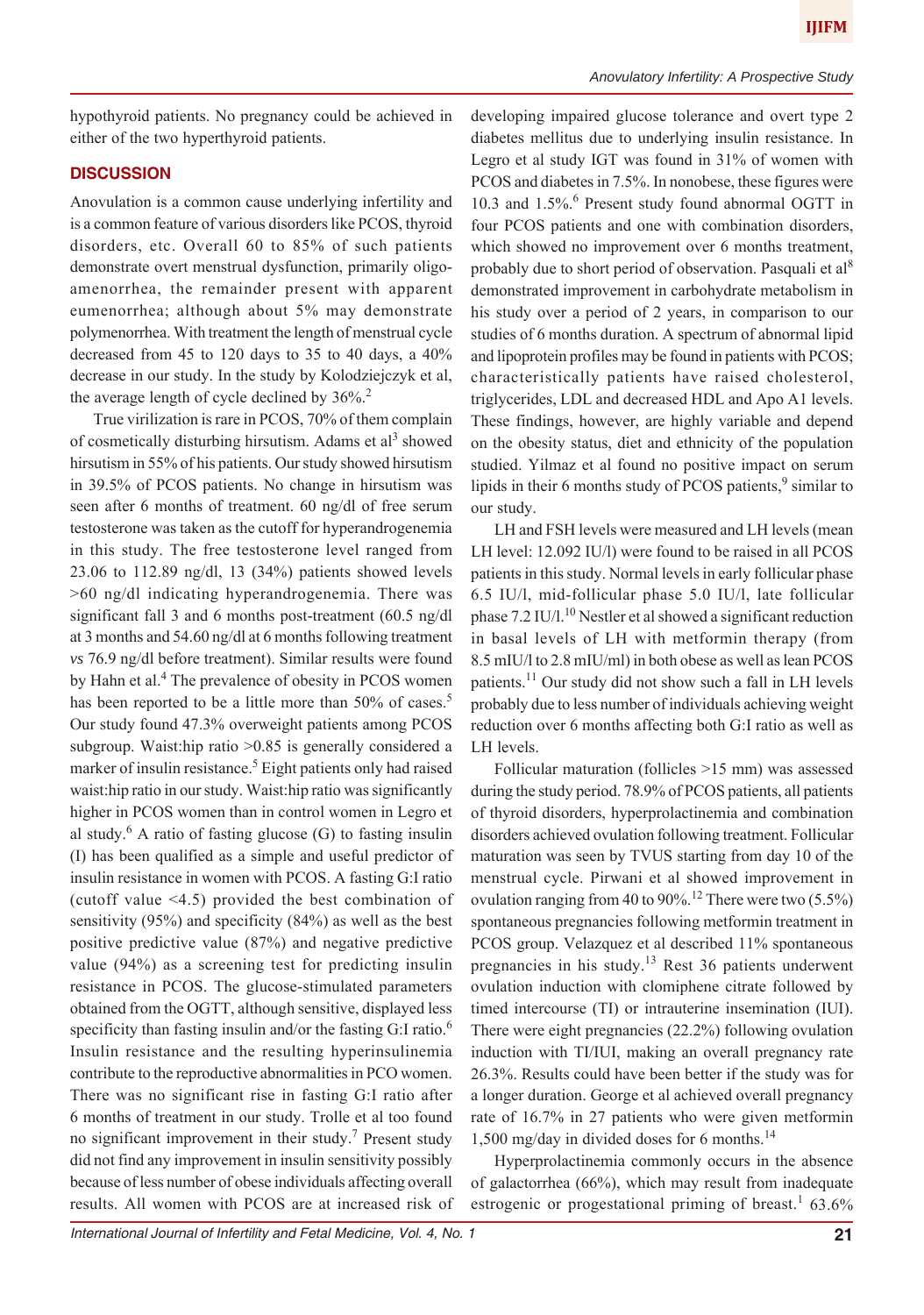hypothyroid patients. No pregnancy could be achieved in either of the two hyperthyroid patients.

## DISCUSSION

Anovulation is a common cause underlying infertility and is a common feature of various disorders like PCOS, thyroid disorders, etc. Overall 60 to 85% of such patients demonstrate overt menstrual dysfunction, primarily oligo-amenorrhea, the remainder present with apparent eumenorrhea; although about 5% may demonstrate polymenorrhea. With treatment the length of menstrual cycle decreased from 45 to 120 days to 35 to 40 days, a 40% decrease in our study. In the study by Kolodziejczyk et al, the average length of cycle declined by 36%.[2]

True virilization is rare in PCOS, 70% of them complain of cosmetically disturbing hirsutism. Adams et al[3] showed hirsutism in 55% of his patients. Our study showed hirsutism in 39.5% of PCOS patients. No change in hirsutism was seen after 6 months of treatment. 60 ng/dl of free serum testosterone was taken as the cutoff for hyperandrogenemia in this study. The free testosterone level ranged from 23.06 to 112.89 ng/dl, 13 (34%) patients showed levels >60 ng/dl indicating hyperandrogenemia. There was significant fall 3 and 6 months post-treatment (60.5 ng/dl at 3 months and 54.60 ng/dl at 6 months following treatment *vs* 76.9 ng/dl before treatment). Similar results were found by Hahn et al.[4] The prevalence of obesity in PCOS women has been reported to be a little more than 50% of cases.[5] Our study found 47.3% overweight patients among PCOS subgroup. Waist:hip ratio >0.85 is generally considered a marker of insulin resistance.[5] Eight patients only had raised waist:hip ratio in our study. Waist:hip ratio was significantly higher in PCOS women than in control women in Legro et al study.[6] A ratio of fasting glucose (G) to fasting insulin (I) has been qualified as a simple and useful predictor of insulin resistance in women with PCOS. A fasting G:I ratio (cutoff value <4.5) provided the best combination of sensitivity (95%) and specificity (84%) as well as the best positive predictive value (87%) and negative predictive value (94%) as a screening test for predicting insulin resistance in PCOS. The glucose-stimulated parameters obtained from the OGTT, although sensitive, displayed less specificity than fasting insulin and/or the fasting G:I ratio.[6] Insulin resistance and the resulting hyperinsulinemia contribute to the reproductive abnormalities in PCO women. There was no significant rise in fasting G:I ratio after 6 months of treatment in our study. Trolle et al too found no significant improvement in their study.[7] Present study did not find any improvement in insulin sensitivity possibly because of less number of obese individuals affecting overall results. All women with PCOS are at increased risk of developing impaired glucose tolerance and overt type 2 diabetes mellitus due to underlying insulin resistance. In Legro et al study IGT was found in 31% of women with PCOS and diabetes in 7.5%. In nonobese, these figures were 10.3 and 1.5%.[6] Present study found abnormal OGTT in four PCOS patients and one with combination disorders, which showed no improvement over 6 months treatment, probably due to short period of observation. Pasquali et al[8] demonstrated improvement in carbohydrate metabolism in his study over a period of 2 years, in comparison to our studies of 6 months duration. A spectrum of abnormal lipid and lipoprotein profiles may be found in patients with PCOS; characteristically patients have raised cholesterol, triglycerides, LDL and decreased HDL and Apo A1 levels. These findings, however, are highly variable and depend on the obesity status, diet and ethnicity of the population studied. Yilmaz et al found no positive impact on serum lipids in their 6 months study of PCOS patients,[9] similar to our study.

LH and FSH levels were measured and LH levels (mean LH level: 12.092 IU/l) were found to be raised in all PCOS patients in this study. Normal levels in early follicular phase 6.5 IU/l, mid-follicular phase 5.0 IU/l, late follicular phase 7.2 IU/l.[10] Nestler et al showed a significant reduction in basal levels of LH with metformin therapy (from 8.5 mIU/l to 2.8 mIU/ml) in both obese as well as lean PCOS patients.[11] Our study did not show such a fall in LH levels probably due to less number of individuals achieving weight reduction over 6 months affecting both G:I ratio as well as LH levels.

Follicular maturation (follicles >15 mm) was assessed during the study period. 78.9% of PCOS patients, all patients of thyroid disorders, hyperprolactinemia and combination disorders achieved ovulation following treatment. Follicular maturation was seen by TVUS starting from day 10 of the menstrual cycle. Pirwani et al showed improvement in ovulation ranging from 40 to 90%.[12] There were two (5.5%) spontaneous pregnancies following metformin treatment in PCOS group. Velazquez et al described 11% spontaneous pregnancies in his study.[13] Rest 36 patients underwent ovulation induction with clomiphene citrate followed by timed intercourse (TI) or intrauterine insemination (IUI). There were eight pregnancies (22.2%) following ovulation induction with TI/IUI, making an overall pregnancy rate 26.3%. Results could have been better if the study was for a longer duration. George et al achieved overall pregnancy rate of 16.7% in 27 patients who were given metformin 1,500 mg/day in divided doses for 6 months.[14]

Hyperprolactinemia commonly occurs in the absence of galactorrhea (66%), which may result from inadequate estrogenic or progestational priming of breast.[1] 63.6%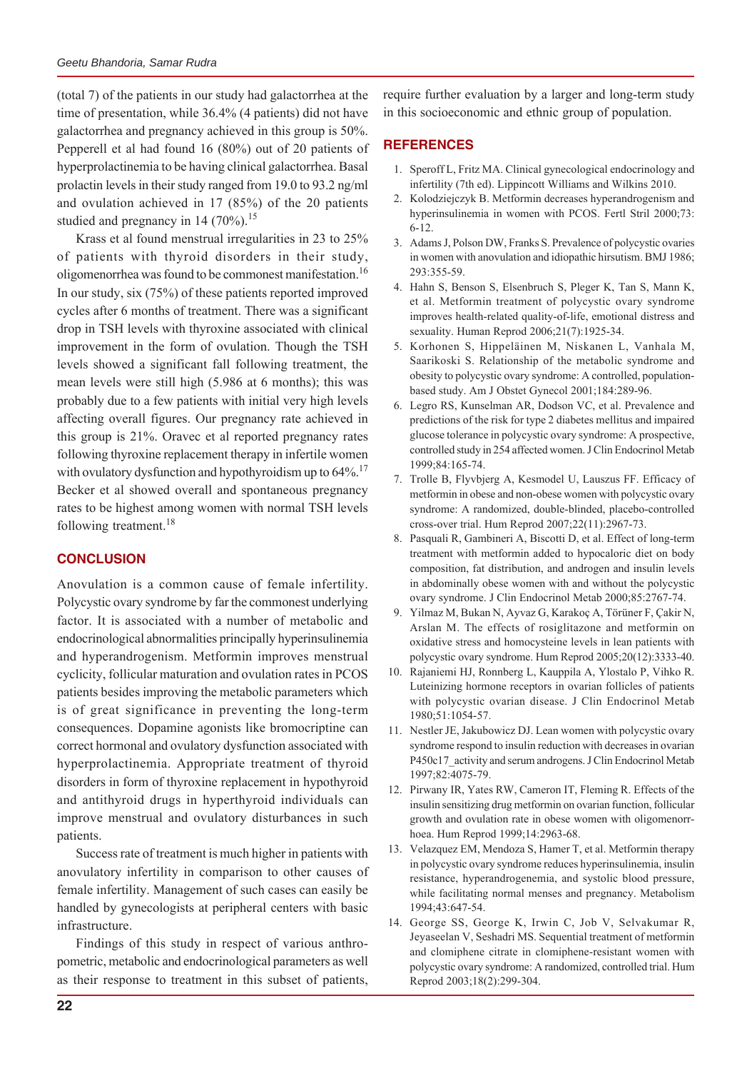(total 7) of the patients in our study had galactorrhea at the time of presentation, while 36.4% (4 patients) did not have galactorrhea and pregnancy achieved in this group is 50%. Pepperell et al had found 16 (80%) out of 20 patients of hyperprolactinemia to be having clinical galactorrhea. Basal prolactin levels in their study ranged from 19.0 to 93.2 ng/ml and ovulation achieved in 17 (85%) of the 20 patients studied and pregnancy in 14 (70%).[15]

Krass et al found menstrual irregularities in 23 to 25% of patients with thyroid disorders in their study, oligomenorrhea was found to be commonest manifestation.[16] In our study, six (75%) of these patients reported improved cycles after 6 months of treatment. There was a significant drop in TSH levels with thyroxine associated with clinical improvement in the form of ovulation. Though the TSH levels showed a significant fall following treatment, the mean levels were still high (5.986 at 6 months); this was probably due to a few patients with initial very high levels affecting overall figures. Our pregnancy rate achieved in this group is 21%. Oravec et al reported pregnancy rates following thyroxine replacement therapy in infertile women with ovulatory dysfunction and hypothyroidism up to 64%.[17] Becker et al showed overall and spontaneous pregnancy rates to be highest among women with normal TSH levels following treatment.[18]

## CONCLUSION

Anovulation is a common cause of female infertility. Polycystic ovary syndrome by far the commonest underlying factor. It is associated with a number of metabolic and endocrinological abnormalities principally hyperinsulinemia and hyperandrogenism. Metformin improves menstrual cyclicity, follicular maturation and ovulation rates in PCOS patients besides improving the metabolic parameters which is of great significance in preventing the long-term consequences. Dopamine agonists like bromocriptine can correct hormonal and ovulatory dysfunction associated with hyperprolactinemia. Appropriate treatment of thyroid disorders in form of thyroxine replacement in hypothyroid and antithyroid drugs in hyperthyroid individuals can improve menstrual and ovulatory disturbances in such patients.

Success rate of treatment is much higher in patients with anovulatory infertility in comparison to other causes of female infertility. Management of such cases can easily be handled by gynecologists at peripheral centers with basic infrastructure.

Findings of this study in respect of various anthropometric, metabolic and endocrinological parameters as well as their response to treatment in this subset of patients, require further evaluation by a larger and long-term study in this socioeconomic and ethnic group of population.

## REFERENCES

1. Speroff L, Fritz MA. Clinical gynecological endocrinology and infertility (7th ed). Lippincott Williams and Wilkins 2010.
2. Kolodziejczyk B. Metformin decreases hyperandrogenism and hyperinsulinemia in women with PCOS. Fertl Stril 2000;73: 6-12.
3. Adams J, Polson DW, Franks S. Prevalence of polycystic ovaries in women with anovulation and idiopathic hirsutism. BMJ 1986; 293:355-59.
4. Hahn S, Benson S, Elsenbruch S, Pleger K, Tan S, Mann K, et al. Metformin treatment of polycystic ovary syndrome improves health-related quality-of-life, emotional distress and sexuality. Human Reprod 2006;21(7):1925-34.
5. Korhonen S, Hippeläinen M, Niskanen L, Vanhala M, Saarikoski S. Relationship of the metabolic syndrome and obesity to polycystic ovary syndrome: A controlled, population-based study. Am J Obstet Gynecol 2001;184:289-96.
6. Legro RS, Kunselman AR, Dodson VC, et al. Prevalence and predictions of the risk for type 2 diabetes mellitus and impaired glucose tolerance in polycystic ovary syndrome: A prospective, controlled study in 254 affected women. J Clin Endocrinol Metab 1999;84:165-74.
7. Trolle B, Flyvbjerg A, Kesmodel U, Lauszus FF. Efficacy of metformin in obese and non-obese women with polycystic ovary syndrome: A randomized, double-blinded, placebo-controlled cross-over trial. Hum Reprod 2007;22(11):2967-73.
8. Pasquali R, Gambineri A, Biscotti D, et al. Effect of long-term treatment with metformin added to hypocaloric diet on body composition, fat distribution, and androgen and insulin levels in abdominally obese women with and without the polycystic ovary syndrome. J Clin Endocrinol Metab 2000;85:2767-74.
9. Yilmaz M, Bukan N, Ayvaz G, Karakoç A, Törüner F, Çakir N, Arslan M. The effects of rosiglitazone and metformin on oxidative stress and homocysteine levels in lean patients with polycystic ovary syndrome. Hum Reprod 2005;20(12):3333-40.
10. Rajaniemi HJ, Ronnberg L, Kauppila A, Ylostalo P, Vihko R. Luteinizing hormone receptors in ovarian follicles of patients with polycystic ovarian disease. J Clin Endocrinol Metab 1980;51:1054-57.
11. Nestler JE, Jakubowicz DJ. Lean women with polycystic ovary syndrome respond to insulin reduction with decreases in ovarian P450c17_activity and serum androgens. J Clin Endocrinol Metab 1997;82:4075-79.
12. Pirwany IR, Yates RW, Cameron IT, Fleming R. Effects of the insulin sensitizing drug metformin on ovarian function, follicular growth and ovulation rate in obese women with oligomenorrhoea. Hum Reprod 1999;14:2963-68.
13. Velazquez EM, Mendoza S, Hamer T, et al. Metformin therapy in polycystic ovary syndrome reduces hyperinsulinemia, insulin resistance, hyperandrogenemia, and systolic blood pressure, while facilitating normal menses and pregnancy. Metabolism 1994;43:647-54.
14. George SS, George K, Irwin C, Job V, Selvakumar R, Jeyaseelan V, Seshadri MS. Sequential treatment of metformin and clomiphene citrate in clomiphene-resistant women with polycystic ovary syndrome: A randomized, controlled trial. Hum Reprod 2003;18(2):299-304.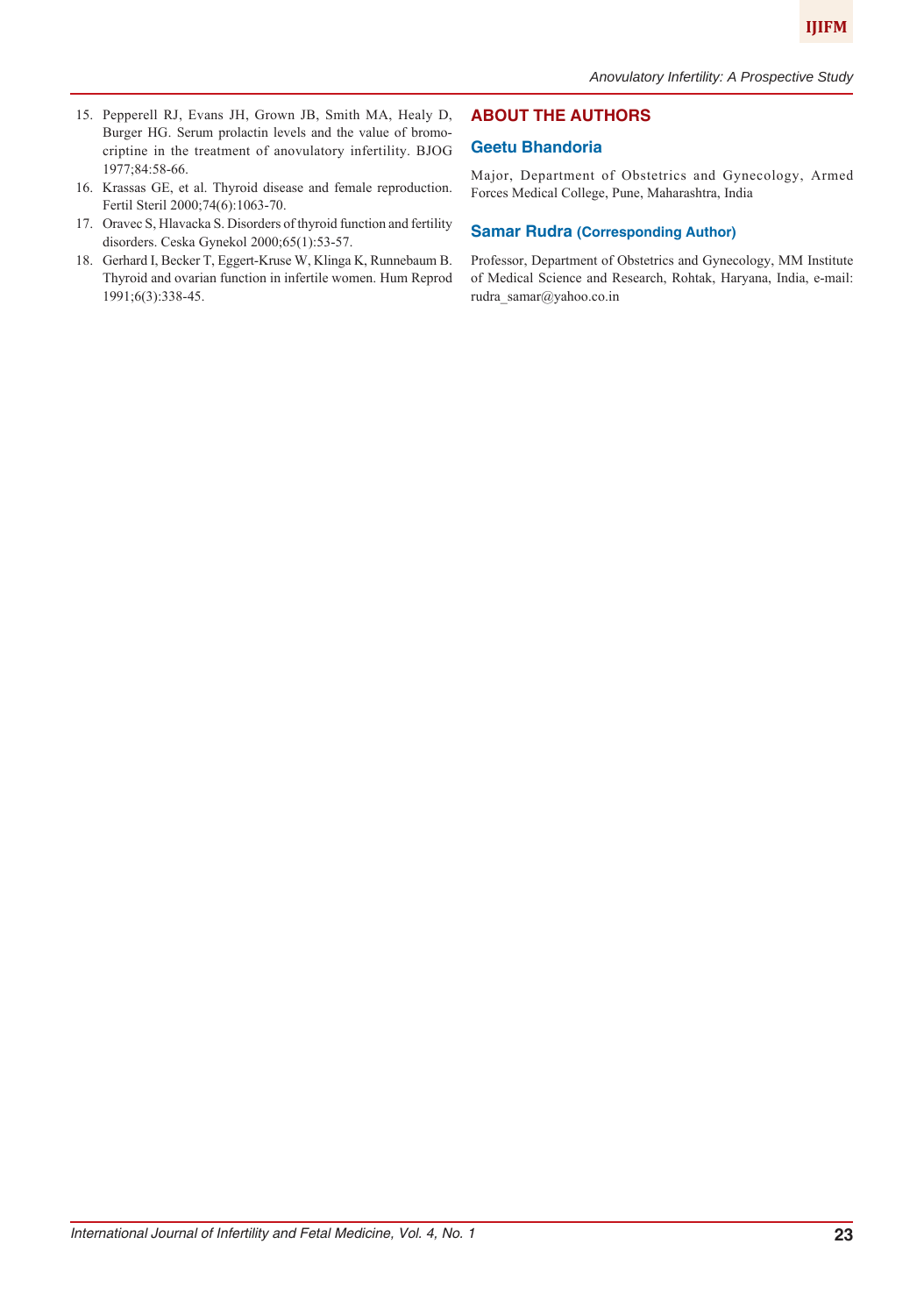15. Pepperell RJ, Evans JH, Grown JB, Smith MA, Healy D, Burger HG. Serum prolactin levels and the value of bromocriptine in the treatment of anovulatory infertility. BJOG 1977;84:58-66.
16. Krassas GE, et al. Thyroid disease and female reproduction. Fertil Steril 2000;74(6):1063-70.
17. Oravec S, Hlavacka S. Disorders of thyroid function and fertility disorders. Ceska Gynekol 2000;65(1):53-57.
18. Gerhard I, Becker T, Eggert-Kruse W, Klinga K, Runnebaum B. Thyroid and ovarian function in infertile women. Hum Reprod 1991;6(3):338-45.

## ABOUT THE AUTHORS

### Geetu Bhandoria

Major, Department of Obstetrics and Gynecology, Armed Forces Medical College, Pune, Maharashtra, India

### Samar Rudra (Corresponding Author)

Professor, Department of Obstetrics and Gynecology, MM Institute of Medical Science and Research, Rohtak, Haryana, India, e-mail: rudra_samar@yahoo.co.in